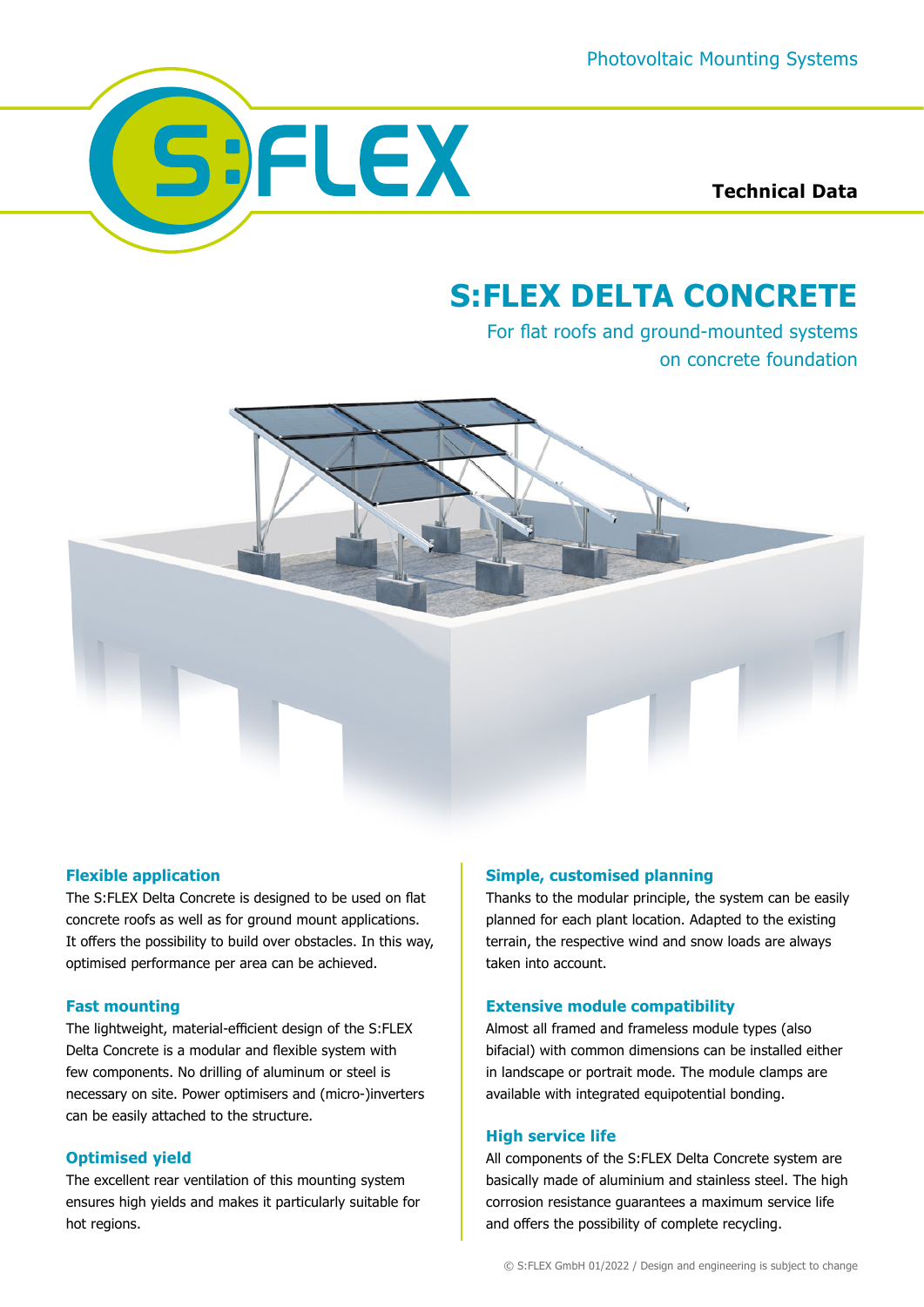Photovoltaic Mounting Systems

S:FLEX

**Technical Data**

# S:FLEX DELTA CONCRETE

For flat roofs and ground-mounted systems on concrete foundation

### Flexible application

The S:FLEX Delta Concrete is designed to be used on flat concrete roofs as well as for ground mount applications. It offers the possibility to build over obstacles. In this way, optimised performance per area can be achieved.

### Fast mounting

The lightweight, material-efficient design of the S:FLEX Delta Concrete is a modular and flexible system with few components. No drilling of aluminum or steel is necessary on site. Power optimisers and (micro-)inverters can be easily attached to the structure.

### Optimised yield

The excellent rear ventilation of this mounting system ensures high yields and makes it particularly suitable for hot regions.

### Simple, customised planning

Thanks to the modular principle, the system can be easily planned for each plant location. Adapted to the existing terrain, the respective wind and snow loads are always taken into account.

### Extensive module compatibility

Almost all framed and frameless module types (also bifacial) with common dimensions can be installed either in landscape or portrait mode. The module clamps are available with integrated equipotential bonding.

### High service life

All components of the S:FLEX Delta Concrete system are basically made of aluminium and stainless steel. The high corrosion resistance guarantees a maximum service life and offers the possibility of complete recycling.

© S:FLEX GmbH 01/2022 / Design and engineering is subject to change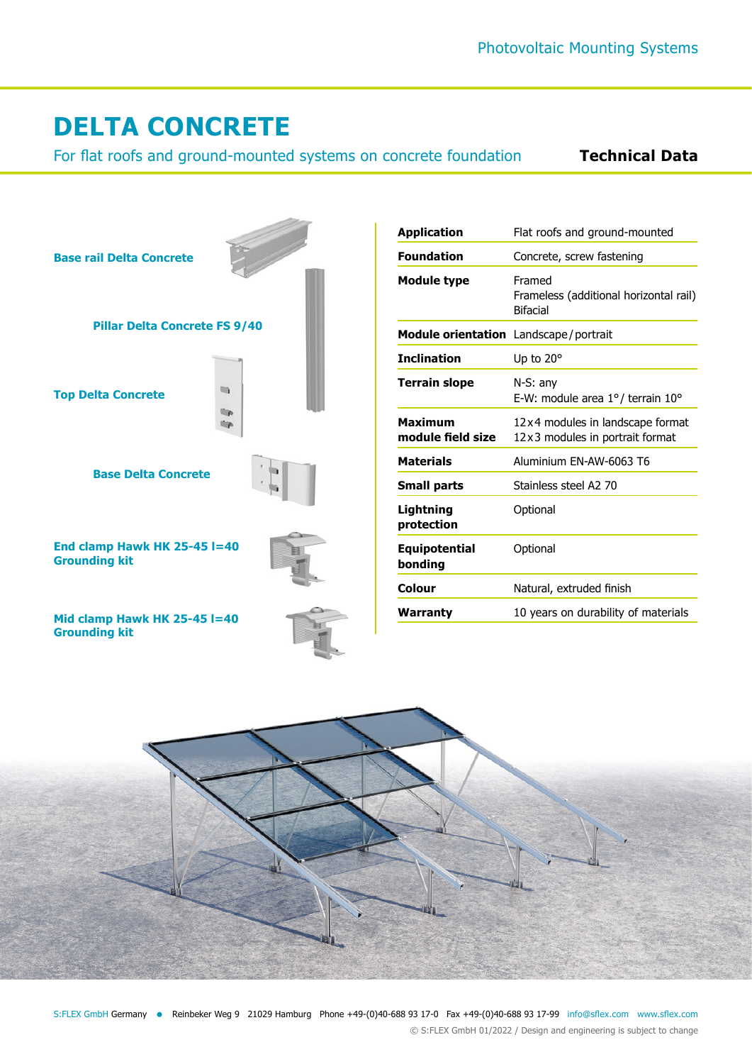Photovoltaic Mounting Systems

# DELTA CONCRETE

For flat roofs and ground-mounted systems on concrete foundation

**Technical Data**

**Base rail Delta Concrete**

**Pillar Delta Concrete FS 9/40**

**Top Delta Concrete**

**Base Delta Concrete**

**End clamp Hawk HK 25-45 l=40 Grounding kit**

**Mid clamp Hawk HK 25-45 l=40 Grounding kit**

| | |
|---|---|
| **Application** | Flat roofs and ground-mounted |
| **Foundation** | Concrete, screw fastening |
| **Module type** | Framed<br>Frameless (additional horizontal rail)<br>Bifacial |
| **Module orientation** | Landscape / portrait |
| **Inclination** | Up to 20° |
| **Terrain slope** | N-S: any<br>E-W: module area 1° / terrain 10° |
| **Maximum module field size** | 12x4 modules in landscape format<br>12x3 modules in portrait format |
| **Materials** | Aluminium EN-AW-6063 T6 |
| **Small parts** | Stainless steel A2 70 |
| **Lightning protection** | Optional |
| **Equipotential bonding** | Optional |
| **Colour** | Natural, extruded finish |
| **Warranty** | 10 years on durability of materials |

S:FLEX GmbH Germany • Reinbeker Weg 9 21029 Hamburg Phone +49-(0)40-688 93 17-0 Fax +49-(0)40-688 93 17-99 info@sflex.com www.sflex.com

© S:FLEX GmbH 01/2022 / Design and engineering is subject to change